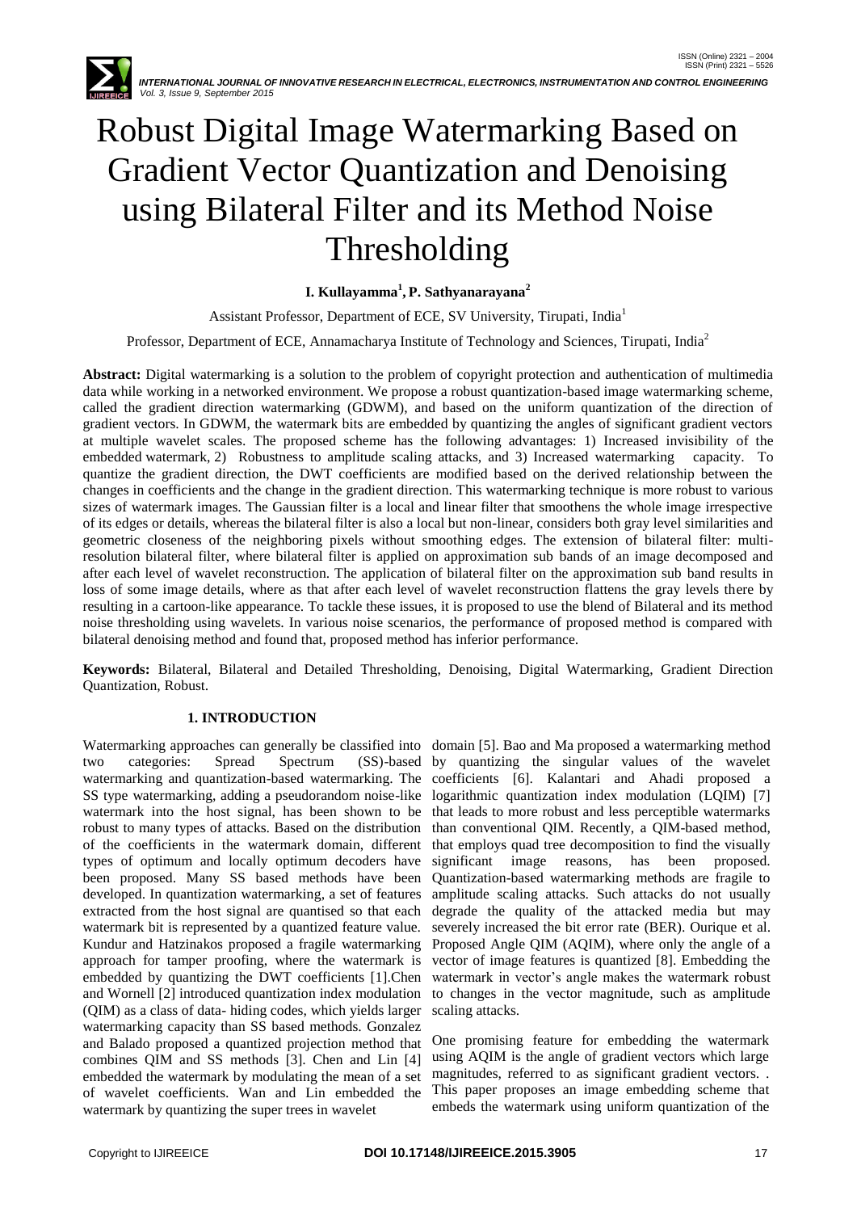# Robust Digital Image Watermarking Based on Gradient Vector Quantization and Denoising using Bilateral Filter and its Method Noise Thresholding

**I. Kullayamma[1], P. Sathyanarayana[2]**

Assistant Professor, Department of ECE, SV University, Tirupati, India[1]

Professor, Department of ECE, Annamacharya Institute of Technology and Sciences, Tirupati, India[2]

**Abstract:** Digital watermarking is a solution to the problem of copyright protection and authentication of multimedia data while working in a networked environment. We propose a robust quantization-based image watermarking scheme, called the gradient direction watermarking (GDWM), and based on the uniform quantization of the direction of gradient vectors. In GDWM, the watermark bits are embedded by quantizing the angles of significant gradient vectors at multiple wavelet scales. The proposed scheme has the following advantages: 1) Increased invisibility of the embedded watermark, 2) Robustness to amplitude scaling attacks, and 3) Increased watermarking capacity. To quantize the gradient direction, the DWT coefficients are modified based on the derived relationship between the changes in coefficients and the change in the gradient direction. This watermarking technique is more robust to various sizes of watermark images. The Gaussian filter is a local and linear filter that smoothens the whole image irrespective of its edges or details, whereas the bilateral filter is also a local but non-linear, considers both gray level similarities and geometric closeness of the neighboring pixels without smoothing edges. The extension of bilateral filter: multi-resolution bilateral filter, where bilateral filter is applied on approximation sub bands of an image decomposed and after each level of wavelet reconstruction. The application of bilateral filter on the approximation sub band results in loss of some image details, where as that after each level of wavelet reconstruction flattens the gray levels there by resulting in a cartoon-like appearance. To tackle these issues, it is proposed to use the blend of Bilateral and its method noise thresholding using wavelets. In various noise scenarios, the performance of proposed method is compared with bilateral denoising method and found that, proposed method has inferior performance.

**Keywords:** Bilateral, Bilateral and Detailed Thresholding, Denoising, Digital Watermarking, Gradient Direction Quantization, Robust.

## 1. INTRODUCTION

Watermarking approaches can generally be classified into two categories: Spread Spectrum (SS)-based watermarking and quantization-based watermarking. The SS type watermarking, adding a pseudorandom noise-like watermark into the host signal, has been shown to be robust to many types of attacks. Based on the distribution of the coefficients in the watermark domain, different types of optimum and locally optimum decoders have been proposed. Many SS based methods have been developed. In quantization watermarking, a set of features extracted from the host signal are quantised so that each watermark bit is represented by a quantized feature value. Kundur and Hatzinakos proposed a fragile watermarking approach for tamper proofing, where the watermark is embedded by quantizing the DWT coefficients [1].Chen and Wornell [2] introduced quantization index modulation (QIM) as a class of data- hiding codes, which yields larger watermarking capacity than SS based methods. Gonzalez and Balado proposed a quantized projection method that combines QIM and SS methods [3]. Chen and Lin [4] embedded the watermark by modulating the mean of a set of wavelet coefficients. Wan and Lin embedded the watermark by quantizing the super trees in wavelet domain [5]. Bao and Ma proposed a watermarking method by quantizing the singular values of the wavelet coefficients [6]. Kalantari and Ahadi proposed a logarithmic quantization index modulation (LQIM) [7] that leads to more robust and less perceptible watermarks than conventional QIM. Recently, a QIM-based method, that employs quad tree decomposition to find the visually significant image reasons, has been proposed. Quantization-based watermarking methods are fragile to amplitude scaling attacks. Such attacks do not usually degrade the quality of the attacked media but may severely increased the bit error rate (BER). Ourique et al. Proposed Angle QIM (AQIM), where only the angle of a vector of image features is quantized [8]. Embedding the watermark in vector's angle makes the watermark robust to changes in the vector magnitude, such as amplitude scaling attacks.

One promising feature for embedding the watermark using AQIM is the angle of gradient vectors which large magnitudes, referred to as significant gradient vectors. . This paper proposes an image embedding scheme that embeds the watermark using uniform quantization of the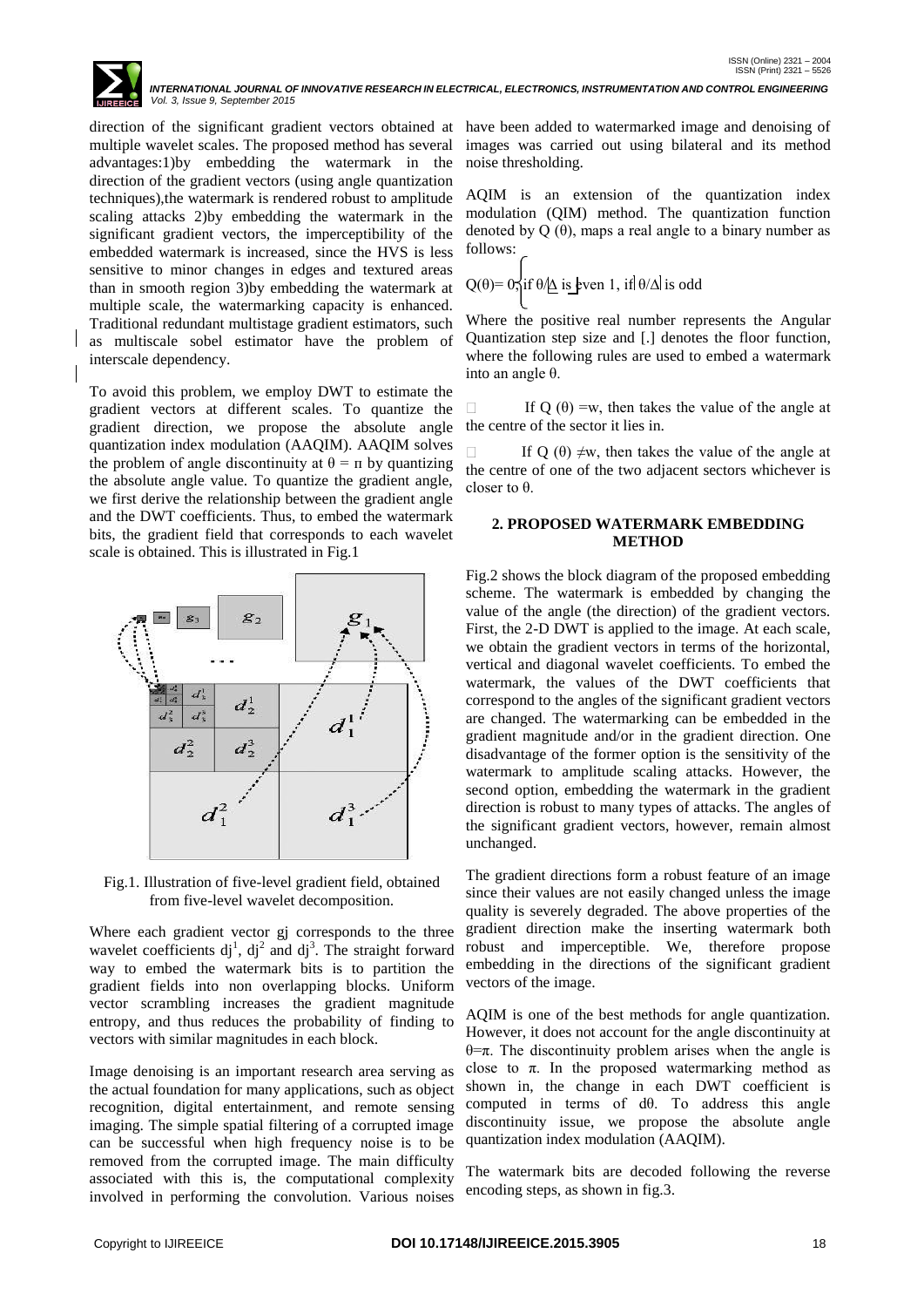direction of the significant gradient vectors obtained at multiple wavelet scales. The proposed method has several advantages:1)by embedding the watermark in the direction of the gradient vectors (using angle quantization techniques),the watermark is rendered robust to amplitude scaling attacks 2)by embedding the watermark in the significant gradient vectors, the imperceptibility of the embedded watermark is increased, since the HVS is less sensitive to minor changes in edges and textured areas than in smooth region 3)by embedding the watermark at multiple scale, the watermarking capacity is enhanced. Traditional redundant multistage gradient estimators, such as multiscale sobel estimator have the problem of interscale dependency.

To avoid this problem, we employ DWT to estimate the gradient vectors at different scales. To quantize the gradient direction, we propose the absolute angle quantization index modulation (AAQIM). AAQIM solves the problem of angle discontinuity at $\theta = \pi$ by quantizing the absolute angle value. To quantize the gradient angle, we first derive the relationship between the gradient angle and the DWT coefficients. Thus, to embed the watermark bits, the gradient field that corresponds to each wavelet scale is obtained. This is illustrated in Fig.1

Fig.1. Illustration of five-level gradient field, obtained from five-level wavelet decomposition.

Where each gradient vector $g_j$ corresponds to the three wavelet coefficients $d_j^1$, $d_j^2$ and $d_j^3$. The straight forward way to embed the watermark bits is to partition the gradient fields into non overlapping blocks. Uniform vector scrambling increases the gradient magnitude entropy, and thus reduces the probability of finding to vectors with similar magnitudes in each block.

Image denoising is an important research area serving as the actual foundation for many applications, such as object recognition, digital entertainment, and remote sensing imaging. The simple spatial filtering of a corrupted image can be successful when high frequency noise is to be removed from the corrupted image. The main difficulty associated with this is, the computational complexity involved in performing the convolution. Various noises have been added to watermarked image and denoising of images was carried out using bilateral and its method noise thresholding.

AQIM is an extension of the quantization index modulation (QIM) method. The quantization function denoted by Q (θ), maps a real angle to a binary number as follows:

$$Q(\theta) = \begin{cases} 0, & \text{if } \lfloor \theta/\Delta \rfloor \text{ is even} \\ 1, & \text{if } \lfloor \theta/\Delta \rfloor \text{ is odd} \end{cases}$$

Where the positive real number represents the Angular Quantization step size and [.] denotes the floor function, where the following rules are used to embed a watermark into an angle θ.

- If Q (θ) =w, then takes the value of the angle at the centre of the sector it lies in.
- If Q (θ) ≠w, then takes the value of the angle at the centre of one of the two adjacent sectors whichever is closer to θ.

## 2. PROPOSED WATERMARK EMBEDDING METHOD

Fig.2 shows the block diagram of the proposed embedding scheme. The watermark is embedded by changing the value of the angle (the direction) of the gradient vectors. First, the 2-D DWT is applied to the image. At each scale, we obtain the gradient vectors in terms of the horizontal, vertical and diagonal wavelet coefficients. To embed the watermark, the values of the DWT coefficients that correspond to the angles of the significant gradient vectors are changed. The watermarking can be embedded in the gradient magnitude and/or in the gradient direction. One disadvantage of the former option is the sensitivity of the watermark to amplitude scaling attacks. However, the second option, embedding the watermark in the gradient direction is robust to many types of attacks. The angles of the significant gradient vectors, however, remain almost unchanged.

The gradient directions form a robust feature of an image since their values are not easily changed unless the image quality is severely degraded. The above properties of the gradient direction make the inserting watermark both robust and imperceptible. We, therefore propose embedding in the directions of the significant gradient vectors of the image.

AQIM is one of the best methods for angle quantization. However, it does not account for the angle discontinuity at $\theta=\pi$. The discontinuity problem arises when the angle is close to $\pi$. In the proposed watermarking method as shown in, the change in each DWT coefficient is computed in terms of $d\theta$. To address this angle discontinuity issue, we propose the absolute angle quantization index modulation (AAQIM).

The watermark bits are decoded following the reverse encoding steps, as shown in fig.3.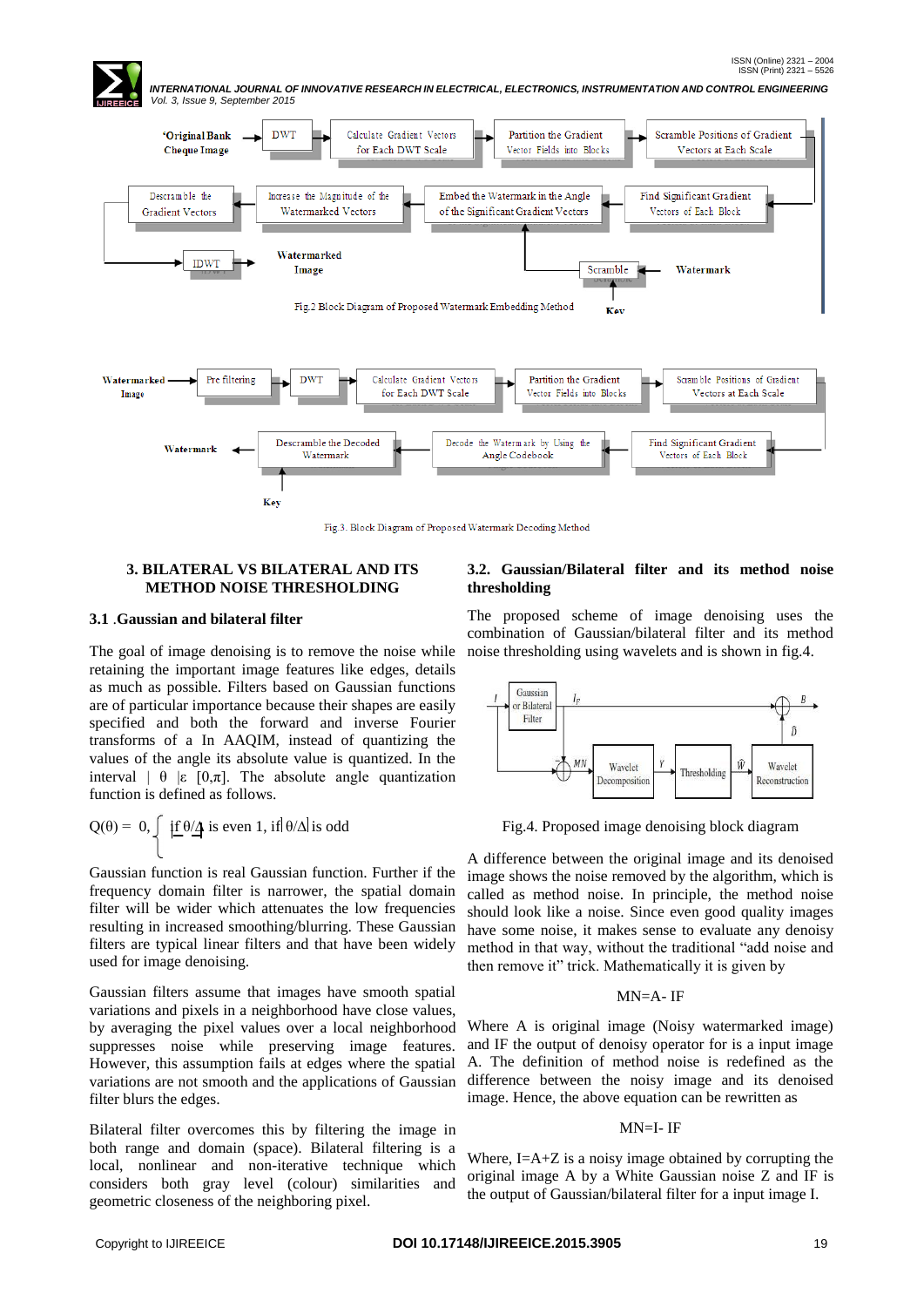Fig.2 Block Diagram of Proposed Watermark Embedding Method

Fig.3. Block Diagram of Proposed Watermark Decoding Method

## 3. BILATERAL VS BILATERAL AND ITS METHOD NOISE THRESHOLDING

### 3.1 .Gaussian and bilateral filter

The goal of image denoising is to remove the noise while retaining the important image features like edges, details as much as possible. Filters based on Gaussian functions are of particular importance because their shapes are easily specified and both the forward and inverse Fourier transforms of a In AAQIM, instead of quantizing the values of the angle its absolute value is quantized. In the interval | θ |ε [0,π]. The absolute angle quantization function is defined as follows.

$$Q(\theta) = \begin{cases} 0, & \text{if } \lfloor \theta/\Delta \rfloor \text{ is even} \\ 1, & \text{if } \lfloor \theta/\Delta \rfloor \text{ is odd} \end{cases}$$

Gaussian function is real Gaussian function. Further if the frequency domain filter is narrower, the spatial domain filter will be wider which attenuates the low frequencies resulting in increased smoothing/blurring. These Gaussian filters are typical linear filters and that have been widely used for image denoising.

Gaussian filters assume that images have smooth spatial variations and pixels in a neighborhood have close values, by averaging the pixel values over a local neighborhood suppresses noise while preserving image features. However, this assumption fails at edges where the spatial variations are not smooth and the applications of Gaussian filter blurs the edges.

Bilateral filter overcomes this by filtering the image in both range and domain (space). Bilateral filtering is a local, nonlinear and non-iterative technique which considers both gray level (colour) similarities and geometric closeness of the neighboring pixel.

### 3.2. Gaussian/Bilateral filter and its method noise thresholding

The proposed scheme of image denoising uses the combination of Gaussian/bilateral filter and its method noise thresholding using wavelets and is shown in fig.4.

Fig.4. Proposed image denoising block diagram

A difference between the original image and its denoised image shows the noise removed by the algorithm, which is called as method noise. In principle, the method noise should look like a noise. Since even good quality images have some noise, it makes sense to evaluate any denoisy method in that way, without the traditional "add noise and then remove it" trick. Mathematically it is given by

$$MN = A - IF$$

Where A is original image (Noisy watermarked image) and IF the output of denoisy operator for is a input image A. The definition of method noise is redefined as the difference between the noisy image and its denoised image. Hence, the above equation can be rewritten as

$$MN = I - IF$$

Where, I=A+Z is a noisy image obtained by corrupting the original image A by a White Gaussian noise Z and IF is the output of Gaussian/bilateral filter for a input image I.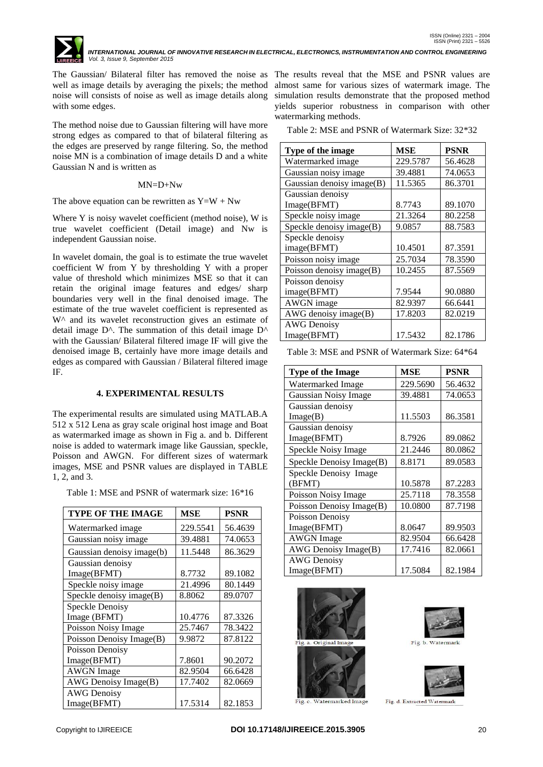The Gaussian/ Bilateral filter has removed the noise as well as image details by averaging the pixels; the method noise will consists of noise as well as image details along with some edges.

The method noise due to Gaussian filtering will have more strong edges as compared to that of bilateral filtering as the edges are preserved by range filtering. So, the method noise MN is a combination of image details D and a white Gaussian N and is written as

$$MN=D+Nw$$

The above equation can be rewritten as $Y=W + Nw$

Where Y is noisy wavelet coefficient (method noise), W is true wavelet coefficient (Detail image) and Nw is independent Gaussian noise.

In wavelet domain, the goal is to estimate the true wavelet coefficient W from Y by thresholding Y with a proper value of threshold which minimizes MSE so that it can retain the original image features and edges/ sharp boundaries very well in the final denoised image. The estimate of the true wavelet coefficient is represented as W^ and its wavelet reconstruction gives an estimate of detail image D^. The summation of this detail image D^ with the Gaussian/ Bilateral filtered image IF will give the denoised image B, certainly have more image details and edges as compared with Gaussian / Bilateral filtered image IF.

## 4. EXPERIMENTAL RESULTS

The experimental results are simulated using MATLAB.A 512 x 512 Lena as gray scale original host image and Boat as watermarked image as shown in Fig a. and b. Different noise is added to watermark image like Gaussian, speckle, Poisson and AWGN. For different sizes of watermark images, MSE and PSNR values are displayed in TABLE 1, 2, and 3.

Table 1: MSE and PSNR of watermark size: 16*16

| TYPE OF THE IMAGE | MSE | PSNR |
|---|---|---|
| Watermarked image | 229.5541 | 56.4639 |
| Gaussian noisy image | 39.4881 | 74.0653 |
| Gaussian denoisy image(b) | 11.5448 | 86.3629 |
| Gaussian denoisy Image(BFMT) | 8.7732 | 89.1082 |
| Speckle noisy image | 21.4996 | 80.1449 |
| Speckle denoisy image(B) | 8.8062 | 89.0707 |
| Speckle Denoisy Image (BFMT) | 10.4776 | 87.3326 |
| Poisson Noisy Image | 25.7467 | 78.3422 |
| Poisson Denoisy Image(B) | 9.9872 | 87.8122 |
| Poisson Denoisy Image(BFMT) | 7.8601 | 90.2072 |
| AWGN Image | 82.9504 | 66.6428 |
| AWG Denoisy Image(B) | 17.7402 | 82.0669 |
| AWG Denoisy Image(BFMT) | 17.5314 | 82.1853 |

The results reveal that the MSE and PSNR values are almost same for various sizes of watermark image. The simulation results demonstrate that the proposed method yields superior robustness in comparison with other watermarking methods.

Table 2: MSE and PSNR of Watermark Size: 32*32

| Type of the image | MSE | PSNR |
|---|---|---|
| Watermarked image | 229.5787 | 56.4628 |
| Gaussian noisy image | 39.4881 | 74.0653 |
| Gaussian denoisy image(B) | 11.5365 | 86.3701 |
| Gaussian denoisy Image(BFMT) | 8.7743 | 89.1070 |
| Speckle noisy image | 21.3264 | 80.2258 |
| Speckle denoisy image(B) | 9.0857 | 88.7583 |
| Speckle denoisy image(BFMT) | 10.4501 | 87.3591 |
| Poisson noisy image | 25.7034 | 78.3590 |
| Poisson denoisy image(B) | 10.2455 | 87.5569 |
| Poisson denoisy image(BFMT) | 7.9544 | 90.0880 |
| AWGN image | 82.9397 | 66.6441 |
| AWG denoisy image(B) | 17.8203 | 82.0219 |
| AWG Denoisy Image(BFMT) | 17.5432 | 82.1786 |

Table 3: MSE and PSNR of Watermark Size: 64*64

| Type of the Image | MSE | PSNR |
|---|---|---|
| Watermarked Image | 229.5690 | 56.4632 |
| Gaussian Noisy Image | 39.4881 | 74.0653 |
| Gaussian denoisy Image(B) | 11.5503 | 86.3581 |
| Gaussian denoisy Image(BFMT) | 8.7926 | 89.0862 |
| Speckle Noisy Image | 21.2446 | 80.0862 |
| Speckle Denoisy Image(B) | 8.8171 | 89.0583 |
| Speckle Denoisy Image (BFMT) | 10.5878 | 87.2283 |
| Poisson Noisy Image | 25.7118 | 78.3558 |
| Poisson Denoisy Image(B) | 10.0800 | 87.7198 |
| Poisson Denoisy Image(BFMT) | 8.0647 | 89.9503 |
| AWGN Image | 82.9504 | 66.6428 |
| AWG Denoisy Image(B) | 17.7416 | 82.0661 |
| AWG Denoisy Image(BFMT) | 17.5084 | 82.1984 |

Fig. a. Original Image

Fig. b. Watermark

Fig. c. Watermarked Image

Fig. d. Extracted Watermark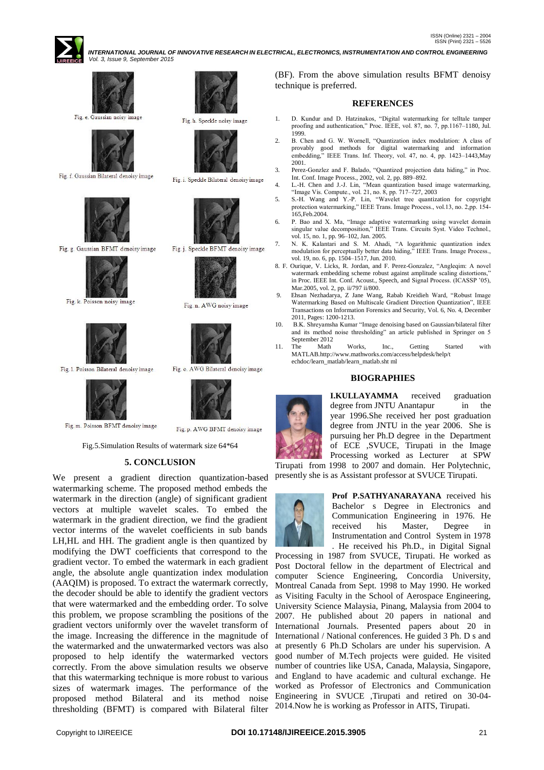Fig. e. Gaussian noisy image

Fig. h. Speckle noisy image

Fig. f. Gaussian Bilateral denoisy image

Fig. i. Speckle Bilateral denoisy image

Fig. g. Gaussian BFMT denoisy image

Fig. j. Speckle BFMT denoisy image

Fig. k. Poisson noisy image

Fig. n. AWG noisy image

Fig. l. Poisson Bilateral denoisy image

Fig. o. AWG Bilateral denoisy image

Fig. m. Poisson BFMT denoisy image

Fig. p. AWG BFMT denoisy image

Fig.5.Simulation Results of watermark size 64*64

## 5. CONCLUSION

We present a gradient direction quantization-based watermarking scheme. The proposed method embeds the watermark in the direction (angle) of significant gradient vectors at multiple wavelet scales. To embed the watermark in the gradient direction, we find the gradient vector interms of the wavelet coefficients in sub bands LH,HL and HH. The gradient angle is then quantized by modifying the DWT coefficients that correspond to the gradient vector. To embed the watermark in each gradient angle, the absolute angle quantization index modulation (AAQIM) is proposed. To extract the watermark correctly, the decoder should be able to identify the gradient vectors that were watermarked and the embedding order. To solve this problem, we propose scrambling the positions of the gradient vectors uniformly over the wavelet transform of the image. Increasing the difference in the magnitude of the watermarked and the unwatermarked vectors was also proposed to help identify the watermarked vectors correctly. From the above simulation results we observe that this watermarking technique is more robust to various sizes of watermark images. The performance of the proposed method Bilateral and its method noise thresholding (BFMT) is compared with Bilateral filter (BF). From the above simulation results BFMT denoisy technique is preferred.

## REFERENCES

1. D. Kundur and D. Hatzinakos, "Digital watermarking for telltale tamper proofing and authentication," Proc. IEEE, vol. 87, no. 7, pp.1167–1180, Jul. 1999.
2. B. Chen and G. W. Wornell, "Quantization index modulation: A class of provably good methods for digital watermarking and information embedding," IEEE Trans. Inf. Theory, vol. 47, no. 4, pp. 1423–1443,May 2001.
3. Perez-Gonzlez and F. Balado, "Quantized projection data hiding," in Proc. Int. Conf. Image Process., 2002, vol. 2, pp. 889–892.
4. L.-H. Chen and J.-J. Lin, "Mean quantization based image watermarking, "Image Vis. Compute., vol. 21, no. 8, pp. 717–727, 2003
5. S.-H. Wang and Y.-P. Lin, "Wavelet tree quantization for copyright protection watermarking," IEEE Trans. Image Process., vol.13, no. 2,pp. 154-165,Feb.2004.
6. P. Bao and X. Ma, "Image adaptive watermarking using wavelet domain singular value decomposition," IEEE Trans. Circuits Syst. Video Technol., vol. 15, no. 1, pp. 96–102, Jan. 2005.
7. N. K. Kalantari and S. M. Ahadi, "A logarithmic quantization index modulation for perceptually better data hiding," IEEE Trans. Image Process., vol. 19, no. 6, pp. 1504–1517, Jun. 2010.
8. F. Ourique, V. Licks, R. Jordan, and F. Perez-Gonzalez, "Angleqim: A novel watermark embedding scheme robust against amplitude scaling distortions," in Proc. IEEE Int. Conf. Acoust., Speech, and Signal Process. (ICASSP '05), Mar.2005, vol. 2, pp. ii/797 ii/800.
9. Ehsan Nezhadarya, Z Jane Wang, Rabab Kreidieh Ward, "Robust Image Watermarking Based on Multiscale Gradient Direction Quantization", IEEE Transactions on Information Forensics and Security, Vol. 6, No. 4, December 2011, Pages: 1200-1213.
10. B.K. Shreyamsha Kumar "Image denoising based on Gaussian/bilateral filter and its method noise thresholding" an article published in Springer on 5 September 2012
11. The Math Works, Inc., Getting Started with MATLAB.http://www.mathworks.com/access/helpdesk/help/t echdoc/learn_matlab/learn_matlab.sht ml

## BIOGRAPHIES

**I.KULLAYAMMA** received graduation degree from JNTU Anantapur in the year 1996.She received her post graduation degree from JNTU in the year 2006. She is pursuing her Ph.D degree in the Department of ECE ,SVUCE, Tirupati in the Image Processing worked as Lecturer at SPW Tirupati from 1998 to 2007 and domain. Her Polytechnic, presently she is as Assistant professor at SVUCE Tirupati.

**Prof P.SATHYANARAYANA** received his Bachelor' s Degree in Electronics and Communication Engineering in 1976. He received his Master, Degree in Instrumentation and Control System in 1978 . He received his Ph.D., in Digital Signal Processing in 1987 from SVUCE, Tirupati. He worked as Post Doctoral fellow in the department of Electrical and computer Science Engineering, Concordia University, Montreal Canada from Sept. 1998 to May 1990. He worked as Visiting Faculty in the School of Aerospace Engineering, University Science Malaysia, Pinang, Malaysia from 2004 to 2007. He published about 20 papers in national and International Journals. Presented papers about 20 in International / National conferences. He guided 3 Ph. D s and at presently 6 Ph.D Scholars are under his supervision. A good number of M.Tech projects were guided. He visited number of countries like USA, Canada, Malaysia, Singapore, and England to have academic and cultural exchange. He worked as Professor of Electronics and Communication Engineering in SVUCE ,Tirupati and retired on 30-04-2014.Now he is working as Professor in AITS, Tirupati.